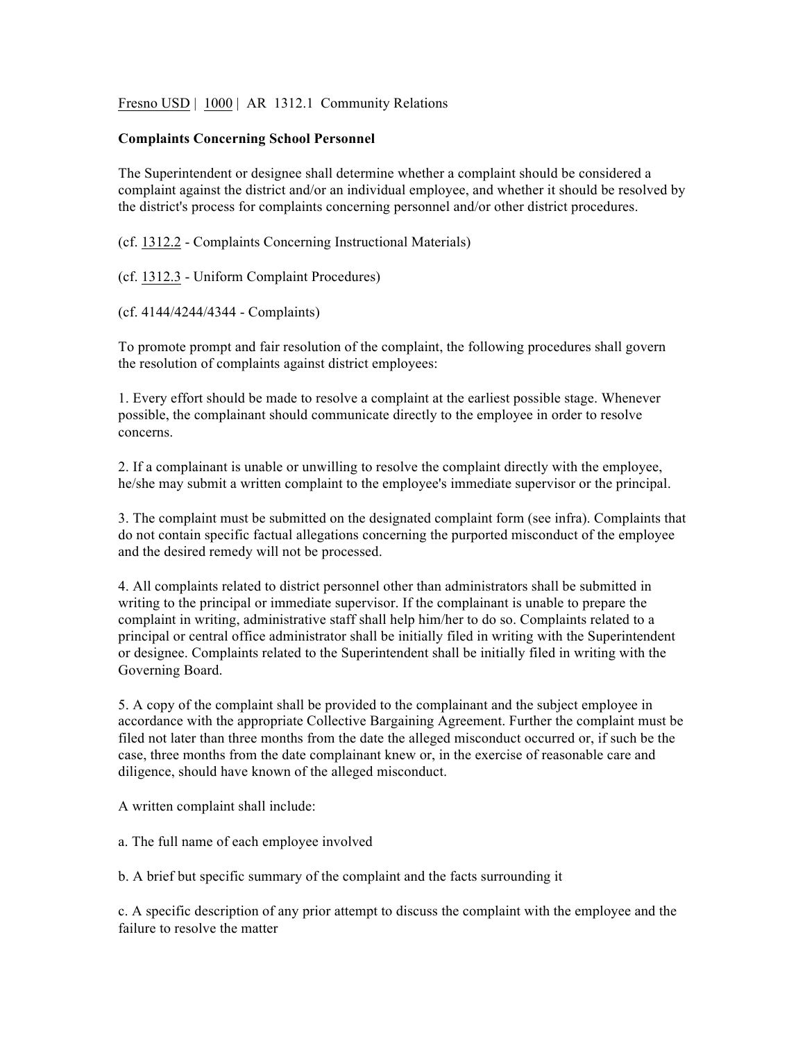Fresno USD | 1000 | AR 1312.1 Community Relations

**Complaints Concerning School Personnel**

The Superintendent or designee shall determine whether a complaint should be considered a complaint against the district and/or an individual employee, and whether it should be resolved by the district's process for complaints concerning personnel and/or other district procedures.

(cf. 1312.2 - Complaints Concerning Instructional Materials)

(cf. 1312.3 - Uniform Complaint Procedures)

(cf. 4144/4244/4344 - Complaints)

To promote prompt and fair resolution of the complaint, the following procedures shall govern the resolution of complaints against district employees:

1. Every effort should be made to resolve a complaint at the earliest possible stage. Whenever possible, the complainant should communicate directly to the employee in order to resolve concerns.

2. If a complainant is unable or unwilling to resolve the complaint directly with the employee, he/she may submit a written complaint to the employee's immediate supervisor or the principal.

3. The complaint must be submitted on the designated complaint form (see infra). Complaints that do not contain specific factual allegations concerning the purported misconduct of the employee and the desired remedy will not be processed.

4. All complaints related to district personnel other than administrators shall be submitted in writing to the principal or immediate supervisor. If the complainant is unable to prepare the complaint in writing, administrative staff shall help him/her to do so. Complaints related to a principal or central office administrator shall be initially filed in writing with the Superintendent or designee. Complaints related to the Superintendent shall be initially filed in writing with the Governing Board.

5. A copy of the complaint shall be provided to the complainant and the subject employee in accordance with the appropriate Collective Bargaining Agreement. Further the complaint must be filed not later than three months from the date the alleged misconduct occurred or, if such be the case, three months from the date complainant knew or, in the exercise of reasonable care and diligence, should have known of the alleged misconduct.

A written complaint shall include:

a. The full name of each employee involved

b. A brief but specific summary of the complaint and the facts surrounding it

c. A specific description of any prior attempt to discuss the complaint with the employee and the failure to resolve the matter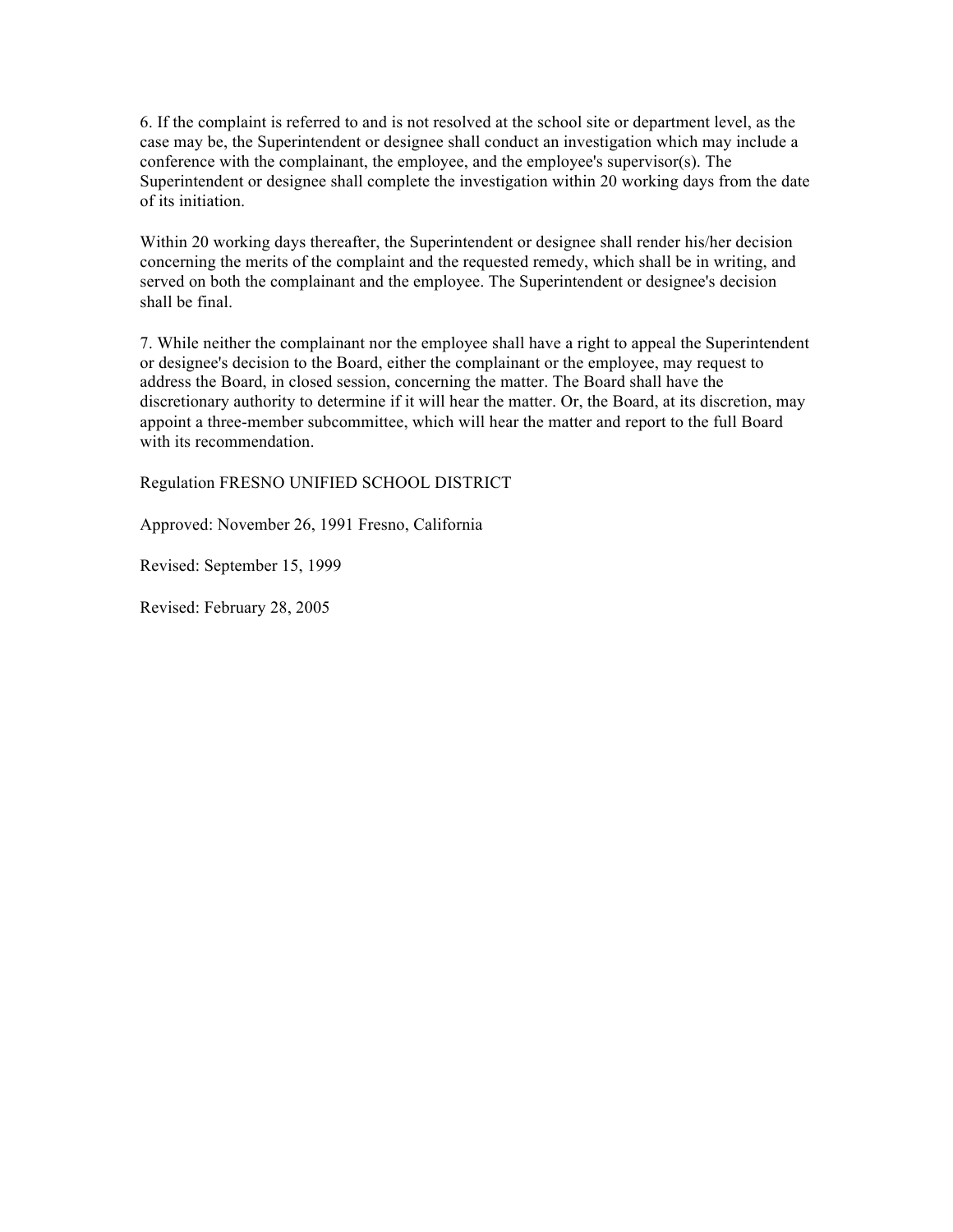6. If the complaint is referred to and is not resolved at the school site or department level, as the case may be, the Superintendent or designee shall conduct an investigation which may include a conference with the complainant, the employee, and the employee's supervisor(s). The Superintendent or designee shall complete the investigation within 20 working days from the date of its initiation.

Within 20 working days thereafter, the Superintendent or designee shall render his/her decision concerning the merits of the complaint and the requested remedy, which shall be in writing, and served on both the complainant and the employee. The Superintendent or designee's decision shall be final.

7. While neither the complainant nor the employee shall have a right to appeal the Superintendent or designee's decision to the Board, either the complainant or the employee, may request to address the Board, in closed session, concerning the matter. The Board shall have the discretionary authority to determine if it will hear the matter. Or, the Board, at its discretion, may appoint a three-member subcommittee, which will hear the matter and report to the full Board with its recommendation.

Regulation FRESNO UNIFIED SCHOOL DISTRICT

Approved: November 26, 1991 Fresno, California

Revised: September 15, 1999

Revised: February 28, 2005